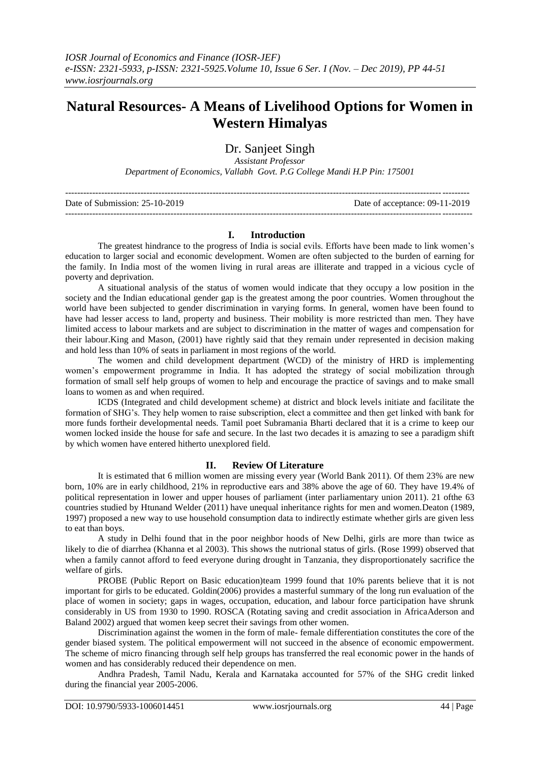# Natural Resources- A Means of Livelihood Options for Women in Western Himalyas

Dr. Sanjeet Singh

*Assistant Professor*

*Department of Economics, Vallabh Govt. P.G College Mandi H.P Pin: 175001*

Date of Submission: 25-10-2019 Date of acceptance: 09-11-2019

## I. Introduction

The greatest hindrance to the progress of India is social evils. Efforts have been made to link women's education to larger social and economic development. Women are often subjected to the burden of earning for the family. In India most of the women living in rural areas are illiterate and trapped in a vicious cycle of poverty and deprivation.

A situational analysis of the status of women would indicate that they occupy a low position in the society and the Indian educational gender gap is the greatest among the poor countries. Women throughout the world have been subjected to gender discrimination in varying forms. In general, women have been found to have had lesser access to land, property and business. Their mobility is more restricted than men. They have limited access to labour markets and are subject to discrimination in the matter of wages and compensation for their labour.King and Mason, (2001) have rightly said that they remain under represented in decision making and hold less than 10% of seats in parliament in most regions of the world.

The women and child development department (WCD) of the ministry of HRD is implementing women's empowerment programme in India. It has adopted the strategy of social mobilization through formation of small self help groups of women to help and encourage the practice of savings and to make small loans to women as and when required.

ICDS (Integrated and child development scheme) at district and block levels initiate and facilitate the formation of SHG's. They help women to raise subscription, elect a committee and then get linked with bank for more funds fortheir developmental needs. Tamil poet Subramania Bharti declared that it is a crime to keep our women locked inside the house for safe and secure. In the last two decades it is amazing to see a paradigm shift by which women have entered hitherto unexplored field.

## II. Review Of Literature

It is estimated that 6 million women are missing every year (World Bank 2011). Of them 23% are new born, 10% are in early childhood, 21% in reproductive ears and 38% above the age of 60. They have 19.4% of political representation in lower and upper houses of parliament (inter parliamentary union 2011). 21 ofthe 63 countries studied by Htunand Welder (2011) have unequal inheritance rights for men and women.Deaton (1989, 1997) proposed a new way to use household consumption data to indirectly estimate whether girls are given less to eat than boys.

A study in Delhi found that in the poor neighbor hoods of New Delhi, girls are more than twice as likely to die of diarrhea (Khanna et al 2003). This shows the nutrional status of girls. (Rose 1999) observed that when a family cannot afford to feed everyone during drought in Tanzania, they disproportionately sacrifice the welfare of girls.

PROBE (Public Report on Basic education)team 1999 found that 10% parents believe that it is not important for girls to be educated. Goldin(2006) provides a masterful summary of the long run evaluation of the place of women in society; gaps in wages, occupation, education, and labour force participation have shrunk considerably in US from 1930 to 1990. ROSCA (Rotating saving and credit association in AfricaAderson and Baland 2002) argued that women keep secret their savings from other women.

Discrimination against the women in the form of male- female differentiation constitutes the core of the gender biased system. The political empowerment will not succeed in the absence of economic empowerment. The scheme of micro financing through self help groups has transferred the real economic power in the hands of women and has considerably reduced their dependence on men.

Andhra Pradesh, Tamil Nadu, Kerala and Karnataka accounted for 57% of the SHG credit linked during the financial year 2005-2006.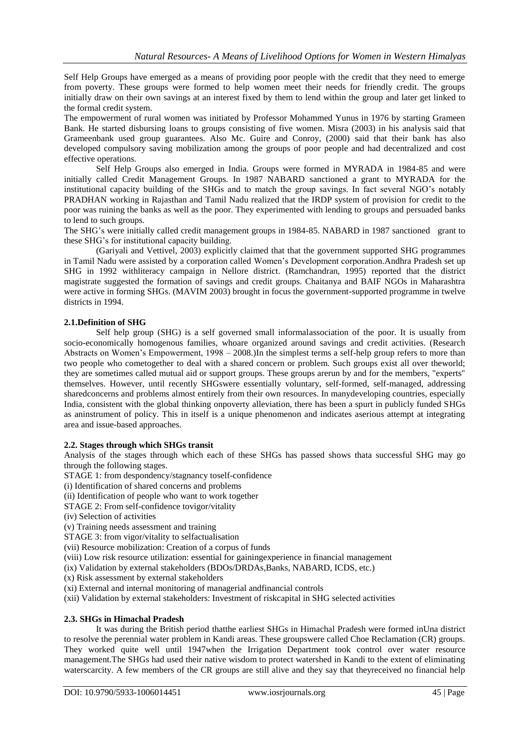Self Help Groups have emerged as a means of providing poor people with the credit that they need to emerge from poverty. These groups were formed to help women meet their needs for friendly credit. The groups initially draw on their own savings at an interest fixed by them to lend within the group and later get linked to the formal credit system.

The empowerment of rural women was initiated by Professor Mohammed Yunus in 1976 by starting Grameen Bank. He started disbursing loans to groups consisting of five women. Misra (2003) in his analysis said that Grameenbank used group guarantees. Also Mc. Guire and Conroy, (2000) said that their bank has also developed compulsory saving mobilization among the groups of poor people and had decentralized and cost effective operations.

Self Help Groups also emerged in India. Groups were formed in MYRADA in 1984-85 and were initially called Credit Management Groups. In 1987 NABARD sanctioned a grant to MYRADA for the institutional capacity building of the SHGs and to match the group savings. In fact several NGO's notably PRADHAN working in Rajasthan and Tamil Nadu realized that the IRDP system of provision for credit to the poor was ruining the banks as well as the poor. They experimented with lending to groups and persuaded banks to lend to such groups.

The SHG's were initially called credit management groups in 1984-85. NABARD in 1987 sanctioned grant to these SHG's for institutional capacity building.

(Gariyali and Vettivel, 2003) explicitly claimed that that the government supported SHG programmes in Tamil Nadu were assisted by a corporation called Women's Development corporation.Andhra Pradesh set up SHG in 1992 withliteracy campaign in Nellore district. (Ramchandran, 1995) reported that the district magistrate suggested the formation of savings and credit groups. Chaitanya and BAIF NGOs in Maharashtra were active in forming SHGs. (MAVIM 2003) brought in focus the government-supported programme in twelve districts in 1994.

### 2.1.Definition of SHG

Self help group (SHG) is a self governed small informalassociation of the poor. It is usually from socio-economically homogenous families, whoare organized around savings and credit activities. (Research Abstracts on Women's Empowerment, 1998 – 2008.)In the simplest terms a self-help group refers to more than two people who cometogether to deal with a shared concern or problem. Such groups exist all over theworld; they are sometimes called mutual aid or support groups. These groups arerun by and for the members, "experts" themselves. However, until recently SHGswere essentially voluntary, self-formed, self-managed, addressing sharedconcerns and problems almost entirely from their own resources. In manydeveloping countries, especially India, consistent with the global thinking onpoverty alleviation, there has been a spurt in publicly funded SHGs as aninstrument of policy. This in itself is a unique phenomenon and indicates aserious attempt at integrating area and issue-based approaches.

### 2.2. Stages through which SHGs transit

Analysis of the stages through which each of these SHGs has passed shows thata successful SHG may go through the following stages.

STAGE 1: from despondency/stagnancy toself-confidence

(i) Identification of shared concerns and problems

(ii) Identification of people who want to work together

STAGE 2: From self-confidence tovigor/vitality

(iv) Selection of activities

(v) Training needs assessment and training

STAGE 3: from vigor/vitality to selfactualisation

(vii) Resource mobilization: Creation of a corpus of funds

(viii) Low risk resource utilization: essential for gainingexperience in financial management

(ix) Validation by external stakeholders (BDOs/DRDAs,Banks, NABARD, ICDS, etc.)

(x) Risk assessment by external stakeholders

(xi) External and internal monitoring of managerial andfinancial controls

(xii) Validation by external stakeholders: Investment of riskcapital in SHG selected activities

### 2.3. SHGs in Himachal Pradesh

It was during the British period thatthe earliest SHGs in Himachal Pradesh were formed inUna district to resolve the perennial water problem in Kandi areas. These groupswere called Choe Reclamation (CR) groups. They worked quite well until 1947when the Irrigation Department took control over water resource management.The SHGs had used their native wisdom to protect watershed in Kandi to the extent of eliminating waterscarcity. A few members of the CR groups are still alive and they say that theyreceived no financial help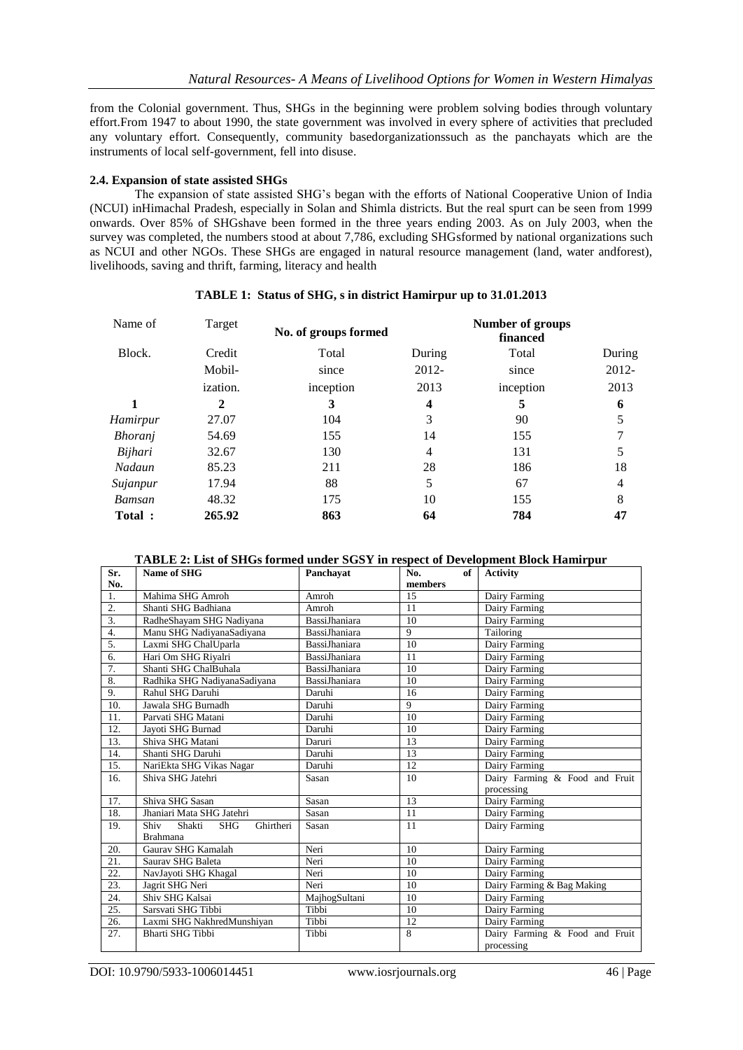from the Colonial government. Thus, SHGs in the beginning were problem solving bodies through voluntary effort.From 1947 to about 1990, the state government was involved in every sphere of activities that precluded any voluntary effort. Consequently, community basedorganizationssuch as the panchayats which are the instruments of local self-government, fell into disuse.

### 2.4. Expansion of state assisted SHGs

The expansion of state assisted SHG's began with the efforts of National Cooperative Union of India (NCUI) inHimachal Pradesh, especially in Solan and Shimla districts. But the real spurt can be seen from 1999 onwards. Over 85% of SHGshave been formed in the three years ending 2003. As on July 2003, when the survey was completed, the numbers stood at about 7,786, excluding SHGsformed by national organizations such as NCUI and other NGOs. These SHGs are engaged in natural resource management (land, water andforest), livelihoods, saving and thrift, farming, literacy and health

**TABLE 1: Status of SHG, s in district Hamirpur up to 31.01.2013**

| Name of Block. | Target Credit Mobil-ization. | No. of groups formed | | Number of groups financed | |
|---|---|---|---|---|---|
| | | Total since inception | During 2012-2013 | Total since inception | During 2012-2013 |
| **1** | **2** | **3** | **4** | **5** | **6** |
| *Hamirpur* | 27.07 | 104 | 3 | 90 | 5 |
| *Bhoranj* | 54.69 | 155 | 14 | 155 | 7 |
| *Bijhari* | 32.67 | 130 | 4 | 131 | 5 |
| *Nadaun* | 85.23 | 211 | 28 | 186 | 18 |
| *Sujanpur* | 17.94 | 88 | 5 | 67 | 4 |
| *Bamsan* | 48.32 | 175 | 10 | 155 | 8 |
| **Total :** | **265.92** | **863** | **64** | **784** | **47** |

**TABLE 2: List of SHGs formed under SGSY in respect of Development Block Hamirpur**

| Sr. No. | Name of SHG | Panchayat | No. of members | Activity |
|---|---|---|---|---|
| 1. | Mahima SHG Amroh | Amroh | 15 | Dairy Farming |
| 2. | Shanti SHG Badhiana | Amroh | 11 | Dairy Farming |
| 3. | RadheShayam SHG Nadiyana | BassiJhaniara | 10 | Dairy Farming |
| 4. | Manu SHG NadiyanaSadiyana | BassiJhaniara | 9 | Tailoring |
| 5. | Laxmi SHG ChalUparla | BassiJhaniara | 10 | Dairy Farming |
| 6. | Hari Om SHG Riyalri | BassiJhaniara | 11 | Dairy Farming |
| 7. | Shanti SHG ChalBuhala | BassiJhaniara | 10 | Dairy Farming |
| 8. | Radhika SHG NadiyanaSadiyana | BassiJhaniara | 10 | Dairy Farming |
| 9. | Rahul SHG Daruhi | Daruhi | 16 | Dairy Farming |
| 10. | Jawala SHG Burnadh | Daruhi | 9 | Dairy Farming |
| 11. | Parvati SHG Matani | Daruhi | 10 | Dairy Farming |
| 12. | Jayoti SHG Burnad | Daruhi | 10 | Dairy Farming |
| 13. | Shiva SHG Matani | Daruri | 13 | Dairy Farming |
| 14. | Shanti SHG Daruhi | Daruhi | 13 | Dairy Farming |
| 15. | NariEkta SHG Vikas Nagar | Daruhi | 12 | Dairy Farming |
| 16. | Shiva SHG Jatehri | Sasan | 10 | Dairy Farming & Food and Fruit processing |
| 17. | Shiva SHG Sasan | Sasan | 13 | Dairy Farming |
| 18. | Jhaniari Mata SHG Jatehri | Sasan | 11 | Dairy Farming |
| 19. | Shiv Shakti SHG Ghirtheri Brahmana | Sasan | 11 | Dairy Farming |
| 20. | Gaurav SHG Kamalah | Neri | 10 | Dairy Farming |
| 21. | Saurav SHG Baleta | Neri | 10 | Dairy Farming |
| 22. | NavJayoti SHG Khagal | Neri | 10 | Dairy Farming |
| 23. | Jagrit SHG Neri | Neri | 10 | Dairy Farming & Bag Making |
| 24. | Shiv SHG Kalsai | MajhogSultani | 10 | Dairy Farming |
| 25. | Sarsvati SHG Tibbi | Tibbi | 10 | Dairy Farming |
| 26. | Laxmi SHG NakhredMunshiyan | Tibbi | 12 | Dairy Farming |
| 27. | Bharti SHG Tibbi | Tibbi | 8 | Dairy Farming & Food and Fruit processing |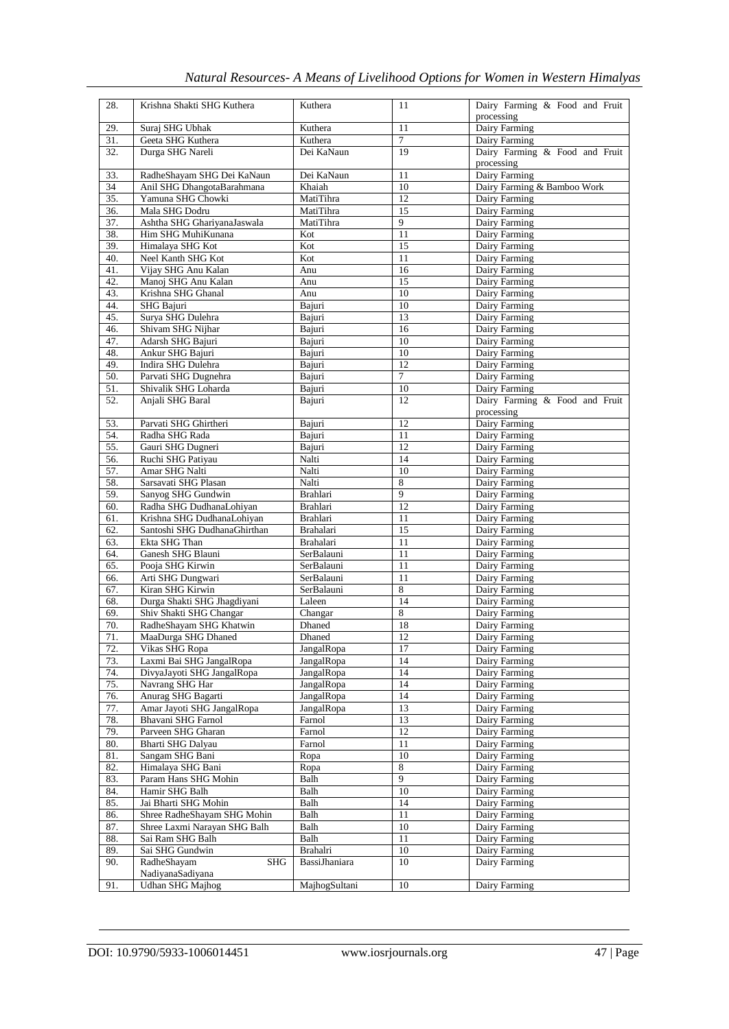| 28. | Krishna Shakti SHG Kuthera | Kuthera | 11 | Dairy Farming & Food and Fruit processing |
|---|---|---|---|---|
| 29. | Suraj SHG Ubhak | Kuthera | 11 | Dairy Farming |
| 31. | Geeta SHG Kuthera | Kuthera | 7 | Dairy Farming |
| 32. | Durga SHG Nareli | Dei KaNaun | 19 | Dairy Farming & Food and Fruit processing |
| 33. | RadheShayam SHG Dei KaNaun | Dei KaNaun | 11 | Dairy Farming |
| 34 | Anil SHG DhangotaBarahmana | Khaiah | 10 | Dairy Farming & Bamboo Work |
| 35. | Yamuna SHG Chowki | MatiTihra | 12 | Dairy Farming |
| 36. | Mala SHG Dodru | MatiTihra | 15 | Dairy Farming |
| 37. | Ashtha SHG GhariyanaJaswala | MatiTihra | 9 | Dairy Farming |
| 38. | Him SHG MuhiKunana | Kot | 11 | Dairy Farming |
| 39. | Himalaya SHG Kot | Kot | 15 | Dairy Farming |
| 40. | Neel Kanth SHG Kot | Kot | 11 | Dairy Farming |
| 41. | Vijay SHG Anu Kalan | Anu | 16 | Dairy Farming |
| 42. | Manoj SHG Anu Kalan | Anu | 15 | Dairy Farming |
| 43. | Krishna SHG Ghanal | Anu | 10 | Dairy Farming |
| 44. | SHG Bajuri | Bajuri | 10 | Dairy Farming |
| 45. | Surya SHG Dulehra | Bajuri | 13 | Dairy Farming |
| 46. | Shivam SHG Nijhar | Bajuri | 16 | Dairy Farming |
| 47. | Adarsh SHG Bajuri | Bajuri | 10 | Dairy Farming |
| 48. | Ankur SHG Bajuri | Bajuri | 10 | Dairy Farming |
| 49. | Indira SHG Dulehra | Bajuri | 12 | Dairy Farming |
| 50. | Parvati SHG Dugnehra | Bajuri | 7 | Dairy Farming |
| 51. | Shivalik SHG Loharda | Bajuri | 10 | Dairy Farming |
| 52. | Anjali SHG Baral | Bajuri | 12 | Dairy Farming & Food and Fruit processing |
| 53. | Parvati SHG Ghirtheri | Bajuri | 12 | Dairy Farming |
| 54. | Radha SHG Rada | Bajuri | 11 | Dairy Farming |
| 55. | Gauri SHG Dugneri | Bajuri | 12 | Dairy Farming |
| 56. | Ruchi SHG Patiyau | Nalti | 14 | Dairy Farming |
| 57. | Amar SHG Nalti | Nalti | 10 | Dairy Farming |
| 58. | Sarsavati SHG Plasan | Nalti | 8 | Dairy Farming |
| 59. | Sanyog SHG Gundwin | Brahlari | 9 | Dairy Farming |
| 60. | Radha SHG DudhanaLohiyan | Brahlari | 12 | Dairy Farming |
| 61. | Krishna SHG DudhanaLohiyan | Brahlari | 11 | Dairy Farming |
| 62. | Santoshi SHG DudhanaGhirthan | Brahalari | 15 | Dairy Farming |
| 63. | Ekta SHG Than | Brahalari | 11 | Dairy Farming |
| 64. | Ganesh SHG Blauni | SerBalauni | 11 | Dairy Farming |
| 65. | Pooja SHG Kirwin | SerBalauni | 11 | Dairy Farming |
| 66. | Arti SHG Dungwari | SerBalauni | 11 | Dairy Farming |
| 67. | Kiran SHG Kirwin | SerBalauni | 8 | Dairy Farming |
| 68. | Durga Shakti SHG Jhagdiyani | Laleen | 14 | Dairy Farming |
| 69. | Shiv Shakti SHG Changar | Changar | 8 | Dairy Farming |
| 70. | RadheShayam SHG Khatwin | Dhaned | 18 | Dairy Farming |
| 71. | MaaDurga SHG Dhaned | Dhaned | 12 | Dairy Farming |
| 72. | Vikas SHG Ropa | JangalRopa | 17 | Dairy Farming |
| 73. | Laxmi Bai SHG JangalRopa | JangalRopa | 14 | Dairy Farming |
| 74. | DivyaJayoti SHG JangalRopa | JangalRopa | 14 | Dairy Farming |
| 75. | Navrang SHG Har | JangalRopa | 14 | Dairy Farming |
| 76. | Anurag SHG Bagarti | JangalRopa | 14 | Dairy Farming |
| 77. | Amar Jayoti SHG JangalRopa | JangalRopa | 13 | Dairy Farming |
| 78. | Bhavani SHG Farnol | Farnol | 13 | Dairy Farming |
| 79. | Parveen SHG Gharan | Farnol | 12 | Dairy Farming |
| 80. | Bharti SHG Dalyau | Farnol | 11 | Dairy Farming |
| 81. | Sangam SHG Bani | Ropa | 10 | Dairy Farming |
| 82. | Himalaya SHG Bani | Ropa | 8 | Dairy Farming |
| 83. | Param Hans SHG Mohin | Balh | 9 | Dairy Farming |
| 84. | Hamir SHG Balh | Balh | 10 | Dairy Farming |
| 85. | Jai Bharti SHG Mohin | Balh | 14 | Dairy Farming |
| 86. | Shree RadheShayam SHG Mohin | Balh | 11 | Dairy Farming |
| 87. | Shree Laxmi Narayan SHG Balh | Balh | 10 | Dairy Farming |
| 88. | Sai Ram SHG Balh | Balh | 11 | Dairy Farming |
| 89. | Sai SHG Gundwin | Brahalri | 10 | Dairy Farming |
| 90. | RadheShayam SHG NadiyanaSadiyana | BassiJhaniara | 10 | Dairy Farming |
| 91. | Udhan SHG Majhog | MajhogSultani | 10 | Dairy Farming |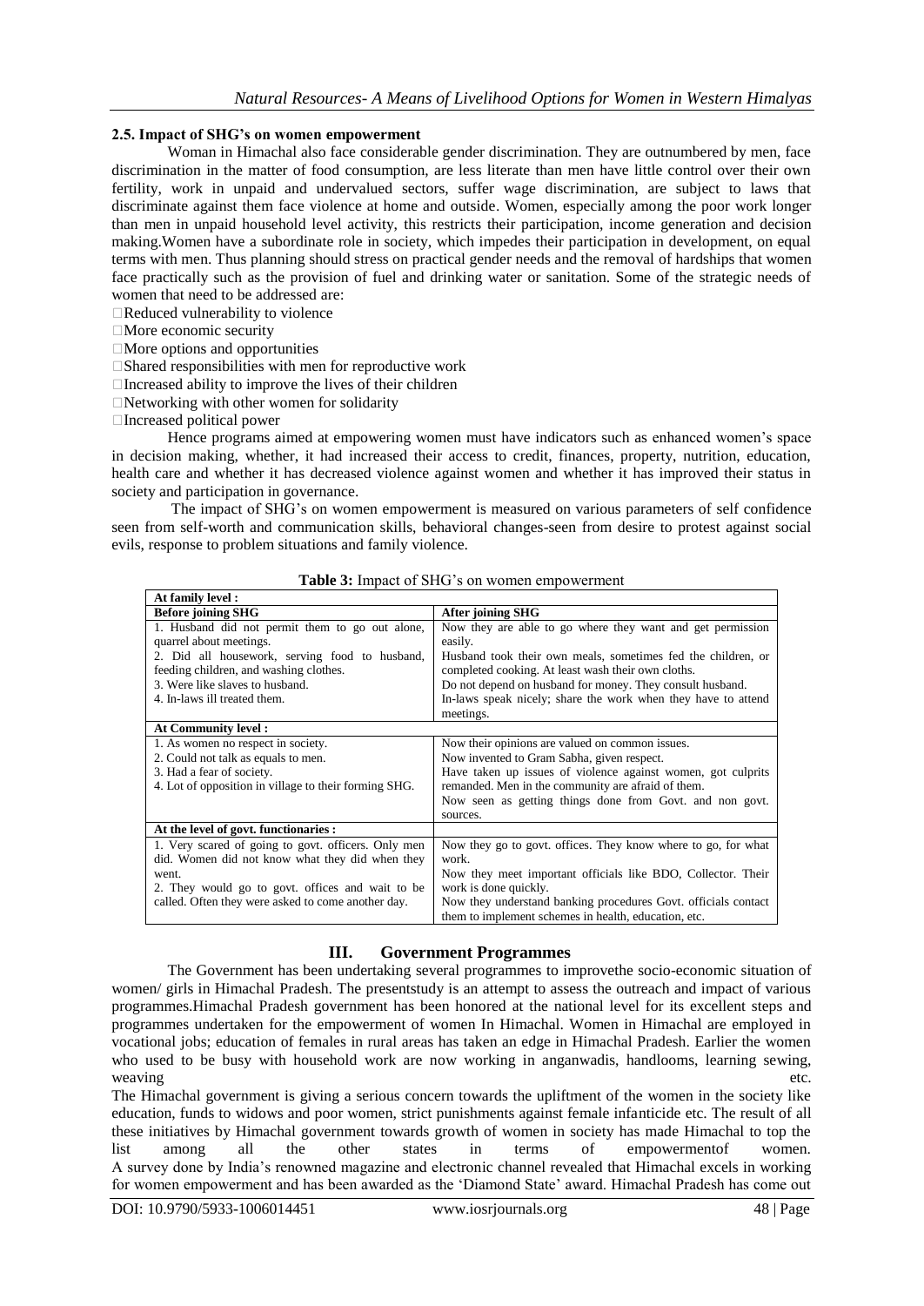### 2.5. Impact of SHG's on women empowerment

Woman in Himachal also face considerable gender discrimination. They are outnumbered by men, face discrimination in the matter of food consumption, are less literate than men have little control over their own fertility, work in unpaid and undervalued sectors, suffer wage discrimination, are subject to laws that discriminate against them face violence at home and outside. Women, especially among the poor work longer than men in unpaid household level activity, this restricts their participation, income generation and decision making.Women have a subordinate role in society, which impedes their participation in development, on equal terms with men. Thus planning should stress on practical gender needs and the removal of hardships that women face practically such as the provision of fuel and drinking water or sanitation. Some of the strategic needs of women that need to be addressed are:

- Reduced vulnerability to violence
- More economic security
- More options and opportunities
- Shared responsibilities with men for reproductive work
- Increased ability to improve the lives of their children
- Networking with other women for solidarity
- Increased political power

Hence programs aimed at empowering women must have indicators such as enhanced women's space in decision making, whether, it had increased their access to credit, finances, property, nutrition, education, health care and whether it has decreased violence against women and whether it has improved their status in society and participation in governance.

The impact of SHG's on women empowerment is measured on various parameters of self confidence seen from self-worth and communication skills, behavioral changes-seen from desire to protest against social evils, response to problem situations and family violence.

**Table 3:** Impact of SHG's on women empowerment

| **At family level :** | |
|---|---|
| **Before joining SHG** | **After joining SHG** |
| 1. Husband did not permit them to go out alone, quarrel about meetings. | Now they are able to go where they want and get permission easily. |
| 2. Did all housework, serving food to husband, feeding children, and washing clothes. | Husband took their own meals, sometimes fed the children, or completed cooking. At least wash their own cloths. |
| 3. Were like slaves to husband. | Do not depend on husband for money. They consult husband. |
| 4. In-laws ill treated them. | In-laws speak nicely; share the work when they have to attend meetings. |
| **At Community level :** | |
| 1. As women no respect in society. | Now their opinions are valued on common issues. |
| 2. Could not talk as equals to men. | Now invented to Gram Sabha, given respect. |
| 3. Had a fear of society. | Have taken up issues of violence against women, got culprits remanded. Men in the community are afraid of them. |
| 4. Lot of opposition in village to their forming SHG. | Now seen as getting things done from Govt. and non govt. sources. |
| **At the level of govt. functionaries :** | |
| 1. Very scared of going to govt. officers. Only men did. Women did not know what they did when they went. | Now they go to govt. offices. They know where to go, for what work. |
| 2. They would go to govt. offices and wait to be called. Often they were asked to come another day. | Now they meet important officials like BDO, Collector. Their work is done quickly. Now they understand banking procedures Govt. officials contact them to implement schemes in health, education, etc. |

## III. Government Programmes

The Government has been undertaking several programmes to improvethe socio-economic situation of women/ girls in Himachal Pradesh. The presentstudy is an attempt to assess the outreach and impact of various programmes.Himachal Pradesh government has been honored at the national level for its excellent steps and programmes undertaken for the empowerment of women In Himachal. Women in Himachal are employed in vocational jobs; education of females in rural areas has taken an edge in Himachal Pradesh. Earlier the women who used to be busy with household work are now working in anganwadis, handlooms, learning sewing, weaving etc.

The Himachal government is giving a serious concern towards the upliftment of the women in the society like education, funds to widows and poor women, strict punishments against female infanticide etc. The result of all these initiatives by Himachal government towards growth of women in society has made Himachal to top the list among all the other states in terms of empowermentof women.

A survey done by India's renowned magazine and electronic channel revealed that Himachal excels in working for women empowerment and has been awarded as the 'Diamond State' award. Himachal Pradesh has come out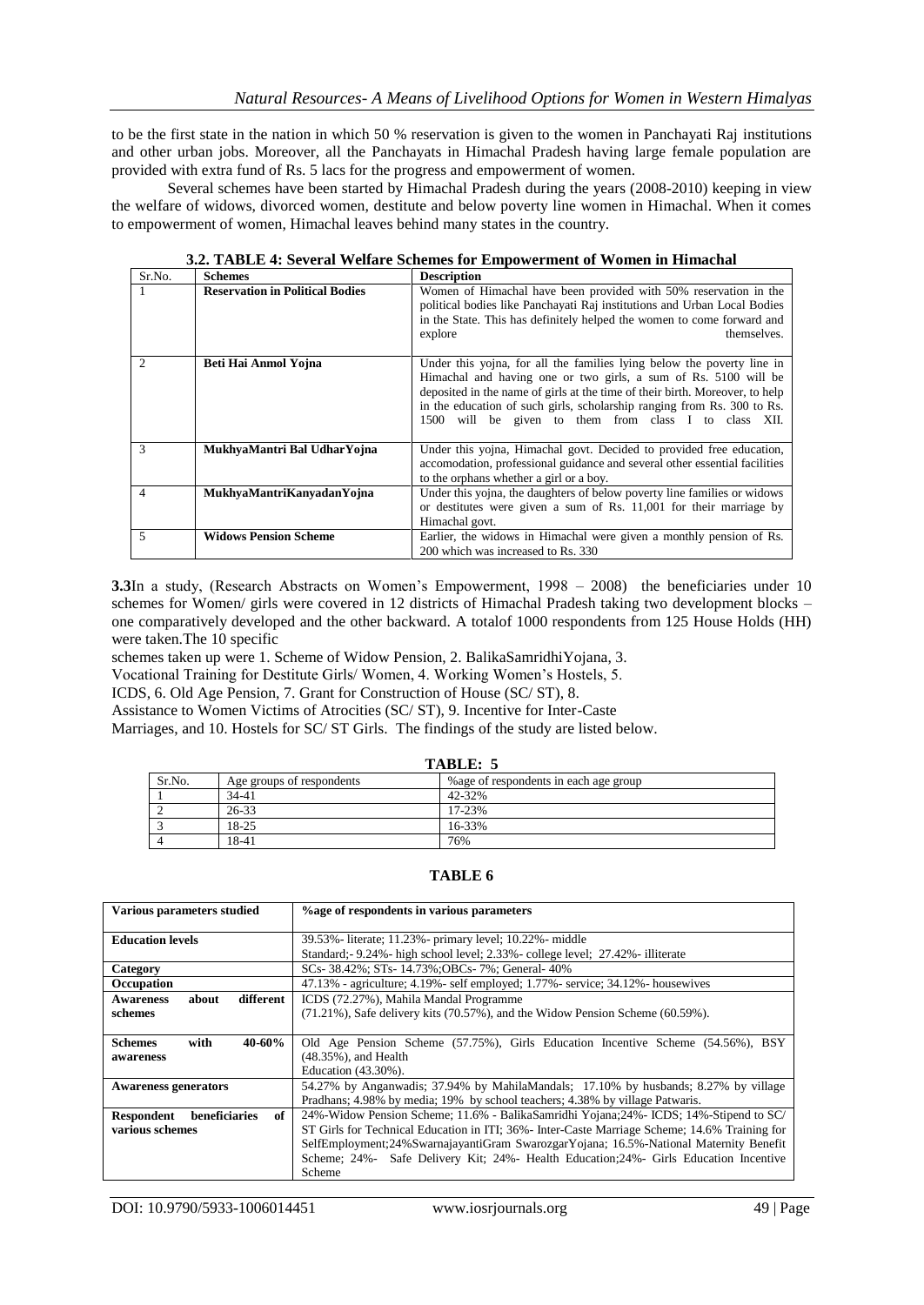to be the first state in the nation in which 50 % reservation is given to the women in Panchayati Raj institutions and other urban jobs. Moreover, all the Panchayats in Himachal Pradesh having large female population are provided with extra fund of Rs. 5 lacs for the progress and empowerment of women.

Several schemes have been started by Himachal Pradesh during the years (2008-2010) keeping in view the welfare of widows, divorced women, destitute and below poverty line women in Himachal. When it comes to empowerment of women, Himachal leaves behind many states in the country.

**3.2. TABLE 4: Several Welfare Schemes for Empowerment of Women in Himachal**

| Sr.No. | Schemes | Description |
|---|---|---|
| 1 | **Reservation in Political Bodies** | Women of Himachal have been provided with 50% reservation in the political bodies like Panchayati Raj institutions and Urban Local Bodies in the State. This has definitely helped the women to come forward and explore themselves. |
| 2 | **Beti Hai Anmol Yojna** | Under this yojna, for all the families lying below the poverty line in Himachal and having one or two girls, a sum of Rs. 5100 will be deposited in the name of girls at the time of their birth. Moreover, to help in the education of such girls, scholarship ranging from Rs. 300 to Rs. 1500 will be given to them from class I to class XII. |
| 3 | **MukhyaMantri Bal UdharYojna** | Under this yojna, Himachal govt. Decided to provided free education, accomodation, professional guidance and several other essential facilities to the orphans whether a girl or a boy. |
| 4 | **MukhyaMantriKanyadanYojna** | Under this yojna, the daughters of below poverty line families or widows or destitutes were given a sum of Rs. 11,001 for their marriage by Himachal govt. |
| 5 | **Widows Pension Scheme** | Earlier, the widows in Himachal were given a monthly pension of Rs. 200 which was increased to Rs. 330 |

**3.3**In a study, (Research Abstracts on Women's Empowerment, 1998 – 2008) the beneficiaries under 10 schemes for Women/ girls were covered in 12 districts of Himachal Pradesh taking two development blocks – one comparatively developed and the other backward. A totalof 1000 respondents from 125 House Holds (HH) were taken.The 10 specific schemes taken up were 1. Scheme of Widow Pension, 2. BalikaSamridhiYojana, 3. Vocational Training for Destitute Girls/ Women, 4. Working Women's Hostels, 5. ICDS, 6. Old Age Pension, 7. Grant for Construction of House (SC/ ST), 8. Assistance to Women Victims of Atrocities (SC/ ST), 9. Incentive for Inter-Caste Marriages, and 10. Hostels for SC/ ST Girls. The findings of the study are listed below.

**TABLE: 5**

| Sr.No. | Age groups of respondents | %age of respondents in each age group |
|---|---|---|
| 1 | 34-41 | 42-32% |
| 2 | 26-33 | 17-23% |
| 3 | 18-25 | 16-33% |
| 4 | 18-41 | 76% |

**TABLE 6**

| Various parameters studied | %age of respondents in various parameters |
|---|---|
| **Education levels** | 39.53%- literate; 11.23%- primary level; 10.22%- middle Standard;- 9.24%- high school level; 2.33%- college level; 27.42%- illiterate |
| **Category** | SCs- 38.42%; STs- 14.73%;OBCs- 7%; General- 40% |
| **Occupation** | 47.13% - agriculture; 4.19%- self employed; 1.77%- service; 34.12%- housewives |
| **Awareness about different schemes** | ICDS (72.27%), Mahila Mandal Programme (71.21%), Safe delivery kits (70.57%), and the Widow Pension Scheme (60.59%). |
| **Schemes with 40-60% awareness** | Old Age Pension Scheme (57.75%), Girls Education Incentive Scheme (54.56%), BSY (48.35%), and Health Education (43.30%). |
| **Awareness generators** | 54.27% by Anganwadis; 37.94% by MahilaMandals; 17.10% by husbands; 8.27% by village Pradhans; 4.98% by media; 19% by school teachers; 4.38% by village Patwaris. |
| **Respondent beneficiaries of various schemes** | 24%-Widow Pension Scheme; 11.6% - BalikaSamridhi Yojana;24%- ICDS; 14%-Stipend to SC/ ST Girls for Technical Education in ITI; 36%- Inter-Caste Marriage Scheme; 14.6% Training for SelfEmployment;24%SwarnajayantiGram SwarozgarYojana; 16.5%-National Maternity Benefit Scheme; 24%- Safe Delivery Kit; 24%- Health Education;24%- Girls Education Incentive Scheme |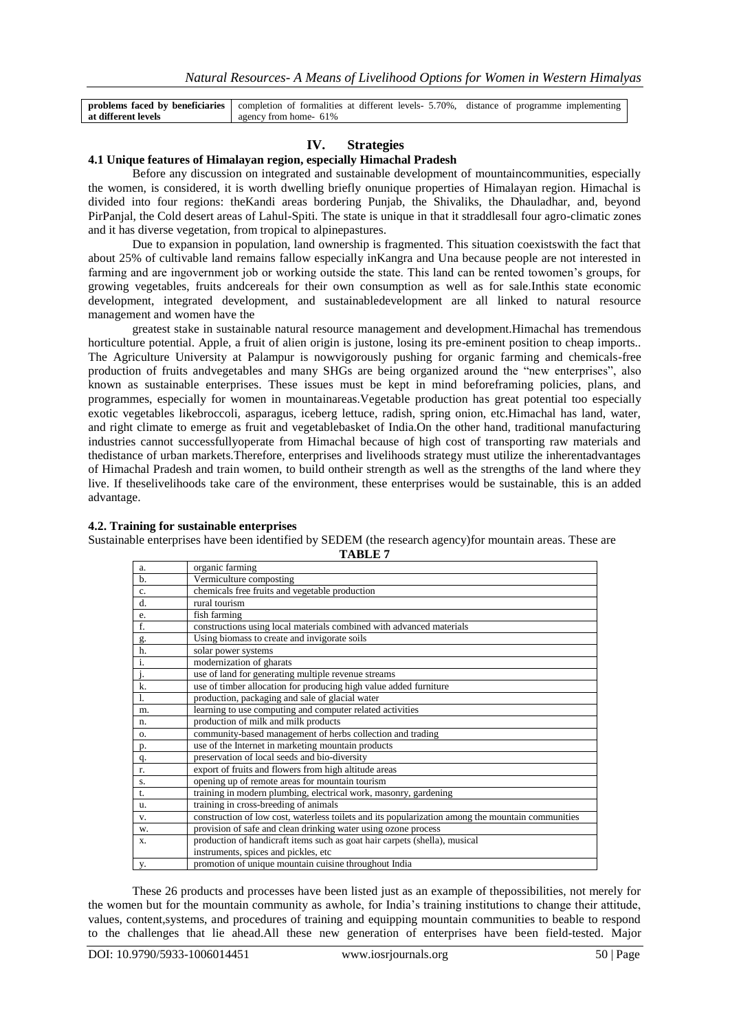| problems faced by beneficiaries at different levels | completion of formalities at different levels- 5.70%, distance of programme implementing agency from home- 61% |
|---|---|

## IV. Strategies

### 4.1 Unique features of Himalayan region, especially Himachal Pradesh

Before any discussion on integrated and sustainable development of mountaincommunities, especially the women, is considered, it is worth dwelling briefly onunique properties of Himalayan region. Himachal is divided into four regions: theKandi areas bordering Punjab, the Shivaliks, the Dhauladhar, and, beyond PirPanjal, the Cold desert areas of Lahul-Spiti. The state is unique in that it straddlesall four agro-climatic zones and it has diverse vegetation, from tropical to alpinepastures.

Due to expansion in population, land ownership is fragmented. This situation coexistswith the fact that about 25% of cultivable land remains fallow especially inKangra and Una because people are not interested in farming and are ingovernment job or working outside the state. This land can be rented towomen's groups, for growing vegetables, fruits andcereals for their own consumption as well as for sale.Inthis state economic development, integrated development, and sustainabledevelopment are all linked to natural resource management and women have the

greatest stake in sustainable natural resource management and development.Himachal has tremendous horticulture potential. Apple, a fruit of alien origin is justone, losing its pre-eminent position to cheap imports.. The Agriculture University at Palampur is nowvigorously pushing for organic farming and chemicals-free production of fruits andvegetables and many SHGs are being organized around the "new enterprises", also known as sustainable enterprises. These issues must be kept in mind beforeframing policies, plans, and programmes, especially for women in mountainareas.Vegetable production has great potential too especially exotic vegetables likebroccoli, asparagus, iceberg lettuce, radish, spring onion, etc.Himachal has land, water, and right climate to emerge as fruit and vegetablebasket of India.On the other hand, traditional manufacturing industries cannot successfullyoperate from Himachal because of high cost of transporting raw materials and thedistance of urban markets.Therefore, enterprises and livelihoods strategy must utilize the inherentadvantages of Himachal Pradesh and train women, to build ontheir strength as well as the strengths of the land where they live. If theselivelihoods take care of the environment, these enterprises would be sustainable, this is an added advantage.

### 4.2. Training for sustainable enterprises

Sustainable enterprises have been identified by SEDEM (the research agency)for mountain areas. These are

**TABLE 7**

| | |
|---|---|
| a. | organic farming |
| b. | Vermiculture composting |
| c. | chemicals free fruits and vegetable production |
| d. | rural tourism |
| e. | fish farming |
| f. | constructions using local materials combined with advanced materials |
| g. | Using biomass to create and invigorate soils |
| h. | solar power systems |
| i. | modernization of gharats |
| j. | use of land for generating multiple revenue streams |
| k. | use of timber allocation for producing high value added furniture |
| l. | production, packaging and sale of glacial water |
| m. | learning to use computing and computer related activities |
| n. | production of milk and milk products |
| o. | community-based management of herbs collection and trading |
| p. | use of the Internet in marketing mountain products |
| q. | preservation of local seeds and bio-diversity |
| r. | export of fruits and flowers from high altitude areas |
| s. | opening up of remote areas for mountain tourism |
| t. | training in modern plumbing, electrical work, masonry, gardening |
| u. | training in cross-breeding of animals |
| v. | construction of low cost, waterless toilets and its popularization among the mountain communities |
| w. | provision of safe and clean drinking water using ozone process |
| x. | production of handicraft items such as goat hair carpets (shella), musical instruments, spices and pickles, etc |
| y. | promotion of unique mountain cuisine throughout India |

These 26 products and processes have been listed just as an example of thepossibilities, not merely for the women but for the mountain community as awhole, for India's training institutions to change their attitude, values, content,systems, and procedures of training and equipping mountain communities to beable to respond to the challenges that lie ahead.All these new generation of enterprises have been field-tested. Major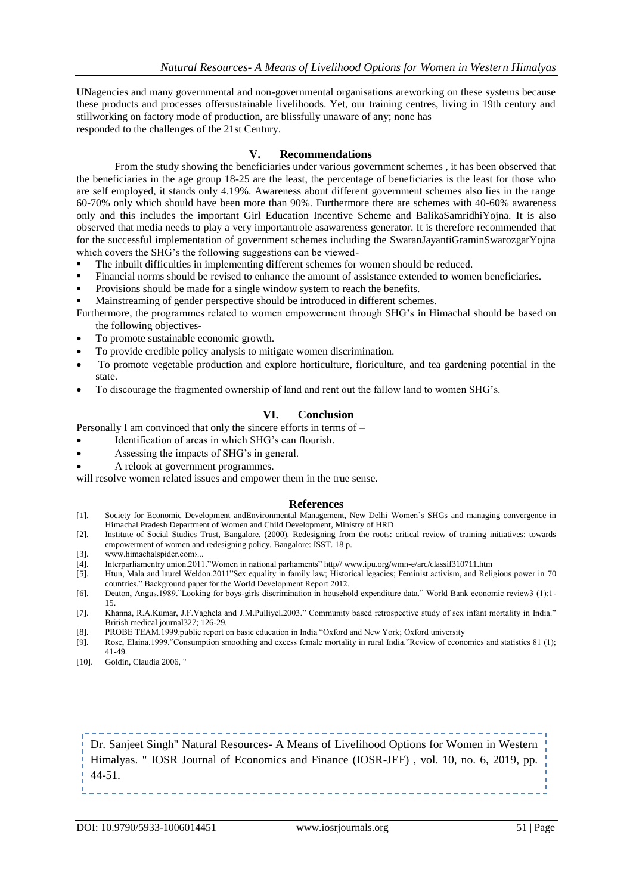UNagencies and many governmental and non-governmental organisations areworking on these systems because these products and processes offersustainable livelihoods. Yet, our training centres, living in 19th century and stillworking on factory mode of production, are blissfully unaware of any; none has responded to the challenges of the 21st Century.

## V. Recommendations

From the study showing the beneficiaries under various government schemes , it has been observed that the beneficiaries in the age group 18-25 are the least, the percentage of beneficiaries is the least for those who are self employed, it stands only 4.19%. Awareness about different government schemes also lies in the range 60-70% only which should have been more than 90%. Furthermore there are schemes with 40-60% awareness only and this includes the important Girl Education Incentive Scheme and BalikaSamridhiYojna. It is also observed that media needs to play a very importantrole asawareness generator. It is therefore recommended that for the successful implementation of government schemes including the SwaranJayantiGraminSwarozgarYojna which covers the SHG's the following suggestions can be viewed-

- The inbuilt difficulties in implementing different schemes for women should be reduced.
- Financial norms should be revised to enhance the amount of assistance extended to women beneficiaries.
- Provisions should be made for a single window system to reach the benefits.
- Mainstreaming of gender perspective should be introduced in different schemes.

Furthermore, the programmes related to women empowerment through SHG's in Himachal should be based on the following objectives-

- To promote sustainable economic growth.
- To provide credible policy analysis to mitigate women discrimination.
- To promote vegetable production and explore horticulture, floriculture, and tea gardening potential in the state.
- To discourage the fragmented ownership of land and rent out the fallow land to women SHG's.

## VI. Conclusion

Personally I am convinced that only the sincere efforts in terms of –

- Identification of areas in which SHG's can flourish.
- Assessing the impacts of SHG's in general.
- A relook at government programmes.

will resolve women related issues and empower them in the true sense.

## References

[1]. Society for Economic Development andEnvironmental Management, New Delhi Women's SHGs and managing convergence in Himachal Pradesh Department of Women and Child Development, Ministry of HRD

[2]. Institute of Social Studies Trust, Bangalore. (2000). Redesigning from the roots: critical review of training initiatives: towards empowerment of women and redesigning policy. Bangalore: ISST. 18 p.

[3]. www.himachalspider.com›...

[4]. Interparliamentry union.2011."Women in national parliaments" http// www.ipu.org/wmn-e/arc/classif310711.htm

[5]. Htun, Mala and laurel Weldon.2011"Sex equality in family law; Historical legacies; Feminist activism, and Religious power in 70 countries." Background paper for the World Development Report 2012.

[6]. Deaton, Angus.1989."Looking for boys-girls discrimination in household expenditure data." World Bank economic review3 (1):1-15.

[7]. Khanna, R.A.Kumar, J.F.Vaghela and J.M.Pulliyel.2003." Community based retrospective study of sex infant mortality in India." British medical journal327; 126-29.

[8]. PROBE TEAM.1999.public report on basic education in India "Oxford and New York; Oxford university

[9]. Rose, Elaina.1999."Consumption smoothing and excess female mortality in rural India."Review of economics and statistics 81 (1); 41-49.

[10]. Goldin, Claudia 2006, "

Dr. Sanjeet Singh" Natural Resources- A Means of Livelihood Options for Women in Western Himalyas. " IOSR Journal of Economics and Finance (IOSR-JEF) , vol. 10, no. 6, 2019, pp. 44-51.